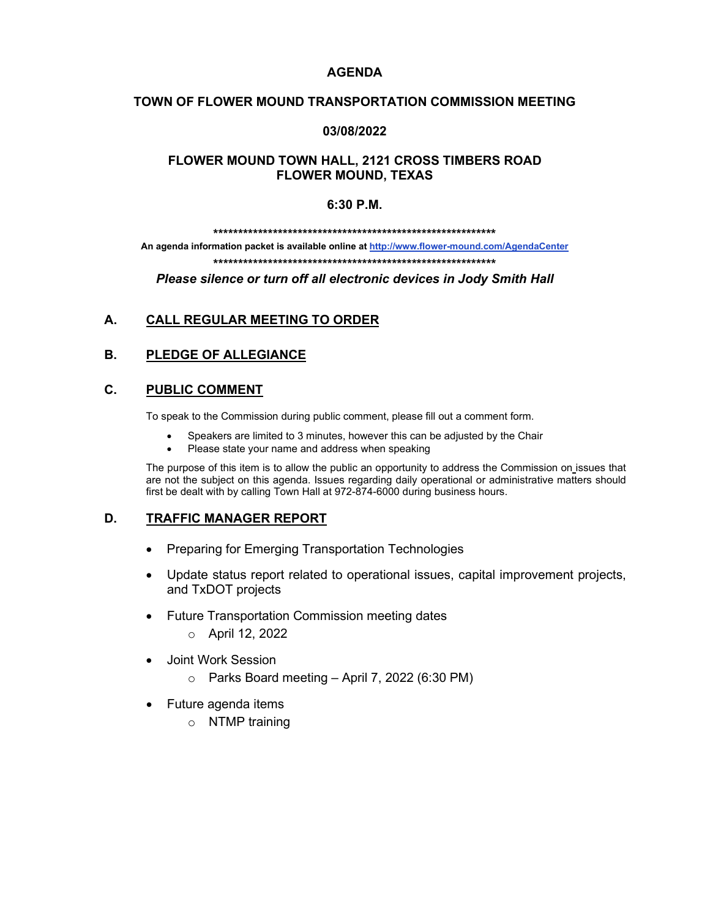# AGENDA

## TOWN OF FLOWER MOUND TRANSPORTATION COMMISSION MEETING

## 03/08/2022

## FLOWER MOUND TOWN HALL, 2121 CROSS TIMBERS ROAD FLOWER MOUND, TEXAS

## 6:30 P.M.

**************************************************************

**An agenda information packet is available online at [http://www.flower-mound.com/AgendaCenter](http://www.flower-mound.com/AgendaCenter)**

**************************************************************

***Please silence or turn off all electronic devices in Jody Smith Hall***

## A. CALL REGULAR MEETING TO ORDER

## B. PLEDGE OF ALLEGIANCE

## C. PUBLIC COMMENT

To speak to the Commission during public comment, please fill out a comment form.

- Speakers are limited to 3 minutes, however this can be adjusted by the Chair
- Please state your name and address when speaking

The purpose of this item is to allow the public an opportunity to address the Commission on issues that are not the subject on this agenda. Issues regarding daily operational or administrative matters should first be dealt with by calling Town Hall at 972-874-6000 during business hours.

## D. TRAFFIC MANAGER REPORT

- Preparing for Emerging Transportation Technologies
- Update status report related to operational issues, capital improvement projects, and TxDOT projects
- Future Transportation Commission meeting dates
  - April 12, 2022
- Joint Work Session
  - Parks Board meeting – April 7, 2022 (6:30 PM)
- Future agenda items
  - NTMP training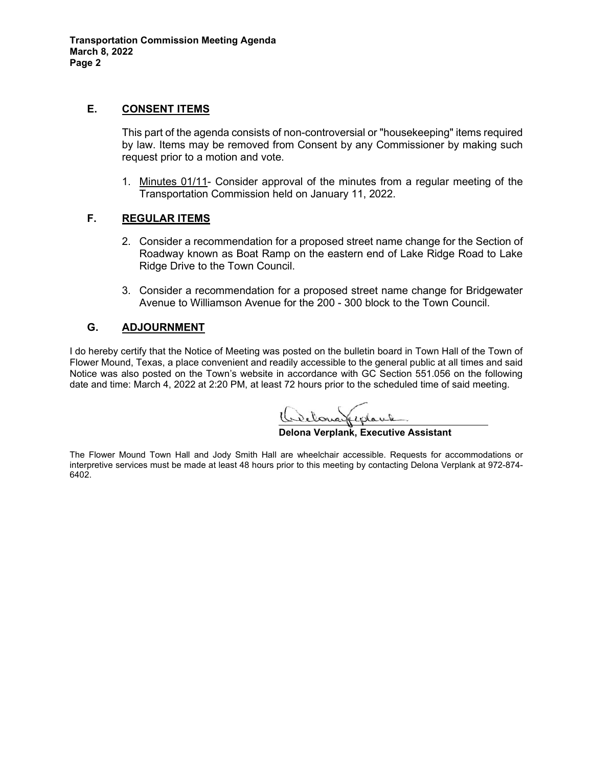## E. CONSENT ITEMS

This part of the agenda consists of non-controversial or "housekeeping" items required by law. Items may be removed from Consent by any Commissioner by making such request prior to a motion and vote.

1. Minutes 01/11- Consider approval of the minutes from a regular meeting of the Transportation Commission held on January 11, 2022.

## F. REGULAR ITEMS

2. Consider a recommendation for a proposed street name change for the Section of Roadway known as Boat Ramp on the eastern end of Lake Ridge Road to Lake Ridge Drive to the Town Council.

3. Consider a recommendation for a proposed street name change for Bridgewater Avenue to Williamson Avenue for the 200 - 300 block to the Town Council.

## G. ADJOURNMENT

I do hereby certify that the Notice of Meeting was posted on the bulletin board in Town Hall of the Town of Flower Mound, Texas, a place convenient and readily accessible to the general public at all times and said Notice was also posted on the Town's website in accordance with GC Section 551.056 on the following date and time: March 4, 2022 at 2:20 PM, at least 72 hours prior to the scheduled time of said meeting.

**Delona Verplank, Executive Assistant**

The Flower Mound Town Hall and Jody Smith Hall are wheelchair accessible. Requests for accommodations or interpretive services must be made at least 48 hours prior to this meeting by contacting Delona Verplank at 972-874-6402.